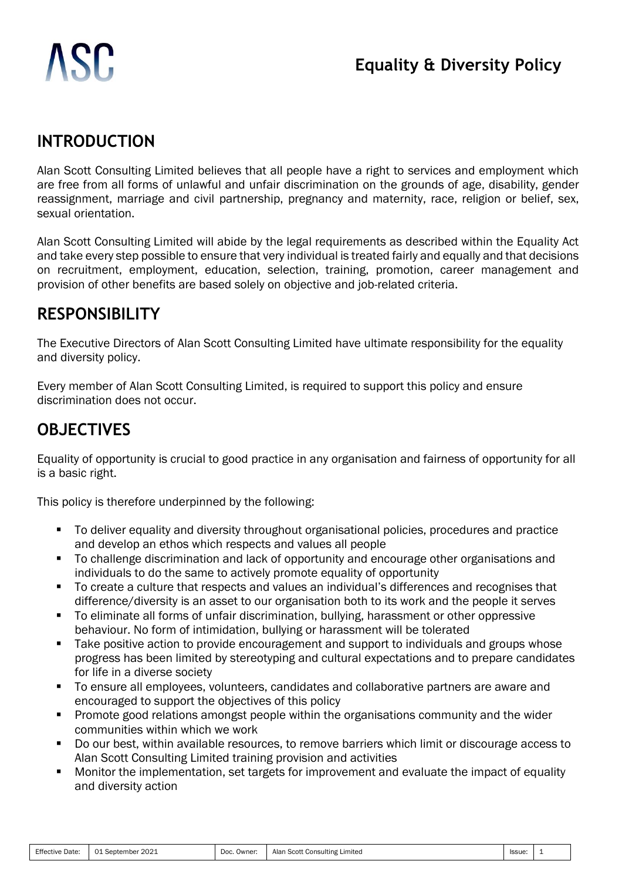# ASC

## Equality & Diversity Policy

## INTRODUCTION

Alan Scott Consulting Limited believes that all people have a right to services and employment which are free from all forms of unlawful and unfair discrimination on the grounds of age, disability, gender reassignment, marriage and civil partnership, pregnancy and maternity, race, religion or belief, sex, sexual orientation.

Alan Scott Consulting Limited will abide by the legal requirements as described within the Equality Act and take every step possible to ensure that very individual is treated fairly and equally and that decisions on recruitment, employment, education, selection, training, promotion, career management and provision of other benefits are based solely on objective and job-related criteria.

## RESPONSIBILITY

The Executive Directors of Alan Scott Consulting Limited have ultimate responsibility for the equality and diversity policy.

Every member of Alan Scott Consulting Limited, is required to support this policy and ensure discrimination does not occur.

## OBJECTIVES

Equality of opportunity is crucial to good practice in any organisation and fairness of opportunity for all is a basic right.

This policy is therefore underpinned by the following:

- To deliver equality and diversity throughout organisational policies, procedures and practice and develop an ethos which respects and values all people
- To challenge discrimination and lack of opportunity and encourage other organisations and individuals to do the same to actively promote equality of opportunity
- To create a culture that respects and values an individual's differences and recognises that difference/diversity is an asset to our organisation both to its work and the people it serves
- To eliminate all forms of unfair discrimination, bullying, harassment or other oppressive behaviour. No form of intimidation, bullying or harassment will be tolerated
- Take positive action to provide encouragement and support to individuals and groups whose progress has been limited by stereotyping and cultural expectations and to prepare candidates for life in a diverse society
- To ensure all employees, volunteers, candidates and collaborative partners are aware and encouraged to support the objectives of this policy
- Promote good relations amongst people within the organisations community and the wider communities within which we work
- Do our best, within available resources, to remove barriers which limit or discourage access to Alan Scott Consulting Limited training provision and activities
- Monitor the implementation, set targets for improvement and evaluate the impact of equality and diversity action

| Effective Date: | 01 September 2021 | Doc. Owner: | Alan Scott Consulting Limited | Issue: | 1 |
|---|---|---|---|---|---|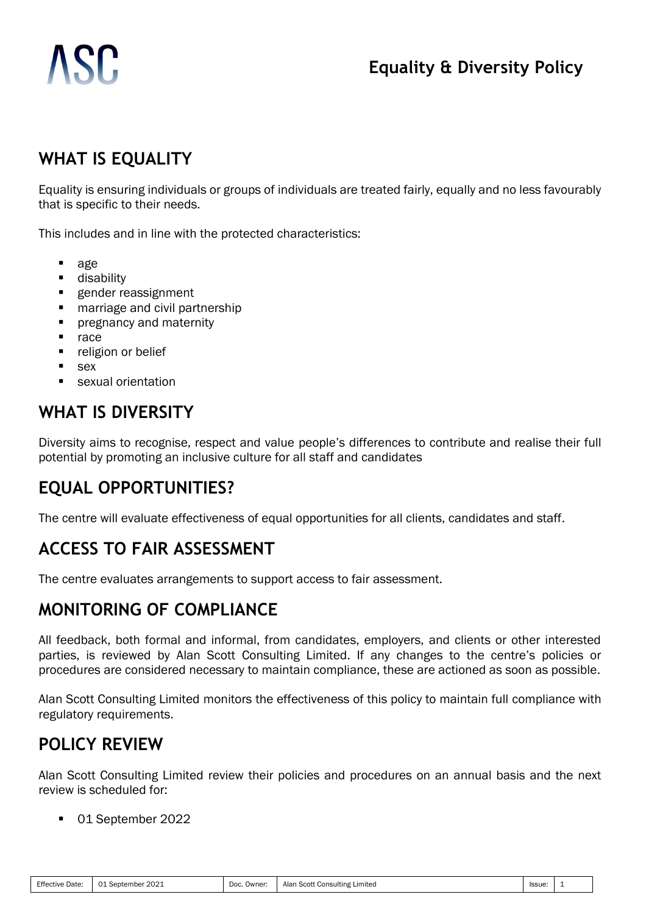## WHAT IS EQUALITY

Equality is ensuring individuals or groups of individuals are treated fairly, equally and no less favourably that is specific to their needs.

This includes and in line with the protected characteristics:

- age
- disability
- gender reassignment
- marriage and civil partnership
- pregnancy and maternity
- race
- religion or belief
- sex
- sexual orientation

## WHAT IS DIVERSITY

Diversity aims to recognise, respect and value people's differences to contribute and realise their full potential by promoting an inclusive culture for all staff and candidates

## EQUAL OPPORTUNITIES?

The centre will evaluate effectiveness of equal opportunities for all clients, candidates and staff.

## ACCESS TO FAIR ASSESSMENT

The centre evaluates arrangements to support access to fair assessment.

## MONITORING OF COMPLIANCE

All feedback, both formal and informal, from candidates, employers, and clients or other interested parties, is reviewed by Alan Scott Consulting Limited. If any changes to the centre's policies or procedures are considered necessary to maintain compliance, these are actioned as soon as possible.

Alan Scott Consulting Limited monitors the effectiveness of this policy to maintain full compliance with regulatory requirements.

## POLICY REVIEW

Alan Scott Consulting Limited review their policies and procedures on an annual basis and the next review is scheduled for:

- 01 September 2022